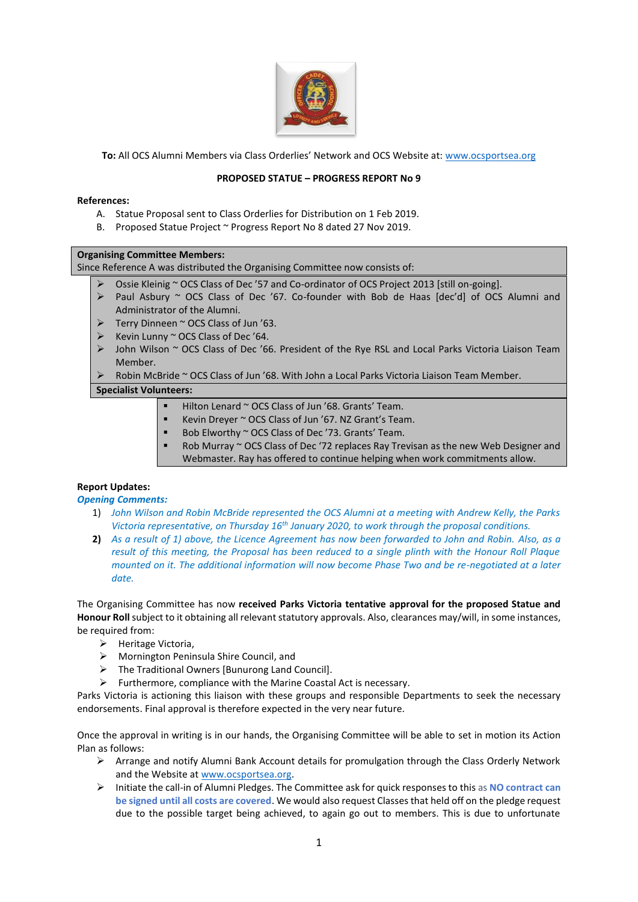**To:** All OCS Alumni Members via Class Orderlies' Network and OCS Website at: www.ocsportsea.org

**PROPOSED STATUE – PROGRESS REPORT No 9**

**References:**

A. Statue Proposal sent to Class Orderlies for Distribution on 1 Feb 2019.
B. Proposed Statue Project ~ Progress Report No 8 dated 27 Nov 2019.

**Organising Committee Members:**
Since Reference A was distributed the Organising Committee now consists of:

- Ossie Kleinig ~ OCS Class of Dec '57 and Co-ordinator of OCS Project 2013 [still on-going].
- Paul Asbury ~ OCS Class of Dec '67. Co-founder with Bob de Haas [dec'd] of OCS Alumni and Administrator of the Alumni.
- Terry Dinneen ~ OCS Class of Jun '63.
- Kevin Lunny ~ OCS Class of Dec '64.
- John Wilson ~ OCS Class of Dec '66. President of the Rye RSL and Local Parks Victoria Liaison Team Member.
- Robin McBride ~ OCS Class of Jun '68. With John a Local Parks Victoria Liaison Team Member.

**Specialist Volunteers:**

- Hilton Lenard ~ OCS Class of Jun '68. Grants' Team.
- Kevin Dreyer ~ OCS Class of Jun '67. NZ Grant's Team.
- Bob Elworthy ~ OCS Class of Dec '73. Grants' Team.
- Rob Murray ~ OCS Class of Dec '72 replaces Ray Trevisan as the new Web Designer and Webmaster. Ray has offered to continue helping when work commitments allow.

**Report Updates:**

***Opening Comments:***

1) *John Wilson and Robin McBride represented the OCS Alumni at a meeting with Andrew Kelly, the Parks Victoria representative, on Thursday 16th January 2020, to work through the proposal conditions.*
2) *As a result of 1) above, the Licence Agreement has now been forwarded to John and Robin. Also, as a result of this meeting, the Proposal has been reduced to a single plinth with the Honour Roll Plaque mounted on it. The additional information will now become Phase Two and be re-negotiated at a later date.*

The Organising Committee has now **received Parks Victoria tentative approval for the proposed Statue and Honour Roll** subject to it obtaining all relevant statutory approvals. Also, clearances may/will, in some instances, be required from:

- Heritage Victoria,
- Mornington Peninsula Shire Council, and
- The Traditional Owners [Bunurong Land Council].
- Furthermore, compliance with the Marine Coastal Act is necessary.

Parks Victoria is actioning this liaison with these groups and responsible Departments to seek the necessary endorsements. Final approval is therefore expected in the very near future.

Once the approval in writing is in our hands, the Organising Committee will be able to set in motion its Action Plan as follows:

- Arrange and notify Alumni Bank Account details for promulgation through the Class Orderly Network and the Website at www.ocsportsea.org.
- Initiate the call-in of Alumni Pledges. The Committee ask for quick responses to this as **NO contract can be signed until all costs are covered**. We would also request Classes that held off on the pledge request due to the possible target being achieved, to again go out to members. This is due to unfortunate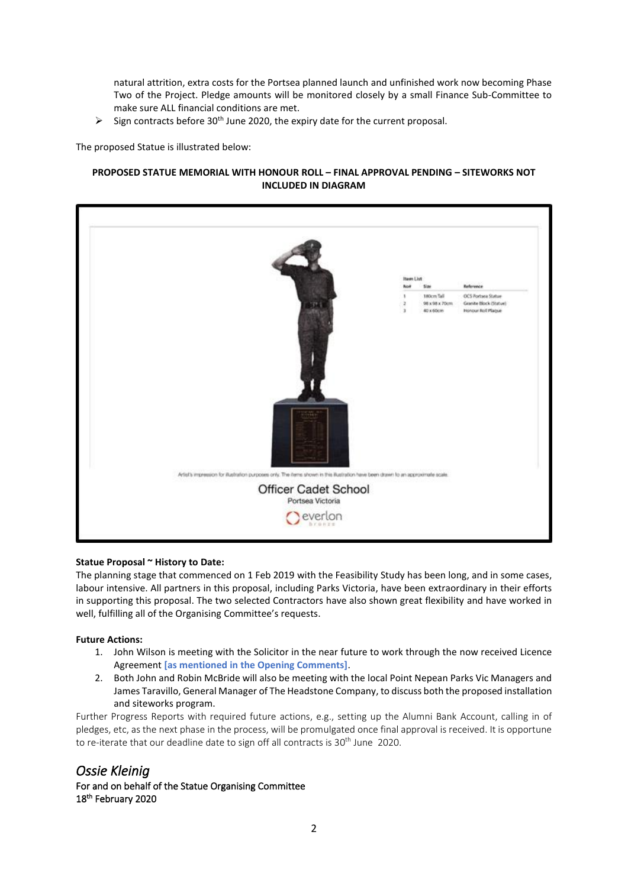natural attrition, extra costs for the Portsea planned launch and unfinished work now becoming Phase Two of the Project. Pledge amounts will be monitored closely by a small Finance Sub-Committee to make sure ALL financial conditions are met.

- Sign contracts before 30th June 2020, the expiry date for the current proposal.

The proposed Statue is illustrated below:

**PROPOSED STATUE MEMORIAL WITH HONOUR ROLL – FINAL APPROVAL PENDING – SITEWORKS NOT INCLUDED IN DIAGRAM**

Item List

| No# | Size | Reference |
|---|---|---|
| 1 | 180cm Tall | OCS Portsea Statue |
| 2 | 98 x 98 x 70cm | Granite Block (Statue) |
| 3 | 40 x 60cm | Honour Roll Plaque |

Artist's impression for illustration purposes only. The items shown in this illustration have been drawn to an approximate scale.

Officer Cadet School

Portsea Victoria

everlon bronze

**Statue Proposal ~ History to Date:**

The planning stage that commenced on 1 Feb 2019 with the Feasibility Study has been long, and in some cases, labour intensive. All partners in this proposal, including Parks Victoria, have been extraordinary in their efforts in supporting this proposal. The two selected Contractors have also shown great flexibility and have worked in well, fulfilling all of the Organising Committee's requests.

**Future Actions:**

1. John Wilson is meeting with the Solicitor in the near future to work through the now received Licence Agreement **[as mentioned in the Opening Comments]**.
2. Both John and Robin McBride will also be meeting with the local Point Nepean Parks Vic Managers and James Taravillo, General Manager of The Headstone Company, to discuss both the proposed installation and siteworks program.

Further Progress Reports with required future actions, e.g., setting up the Alumni Bank Account, calling in of pledges, etc, as the next phase in the process, will be promulgated once final approval is received. It is opportune to re-iterate that our deadline date to sign off all contracts is 30th June 2020.

## *Ossie Kleinig*

For and on behalf of the Statue Organising Committee
18th February 2020